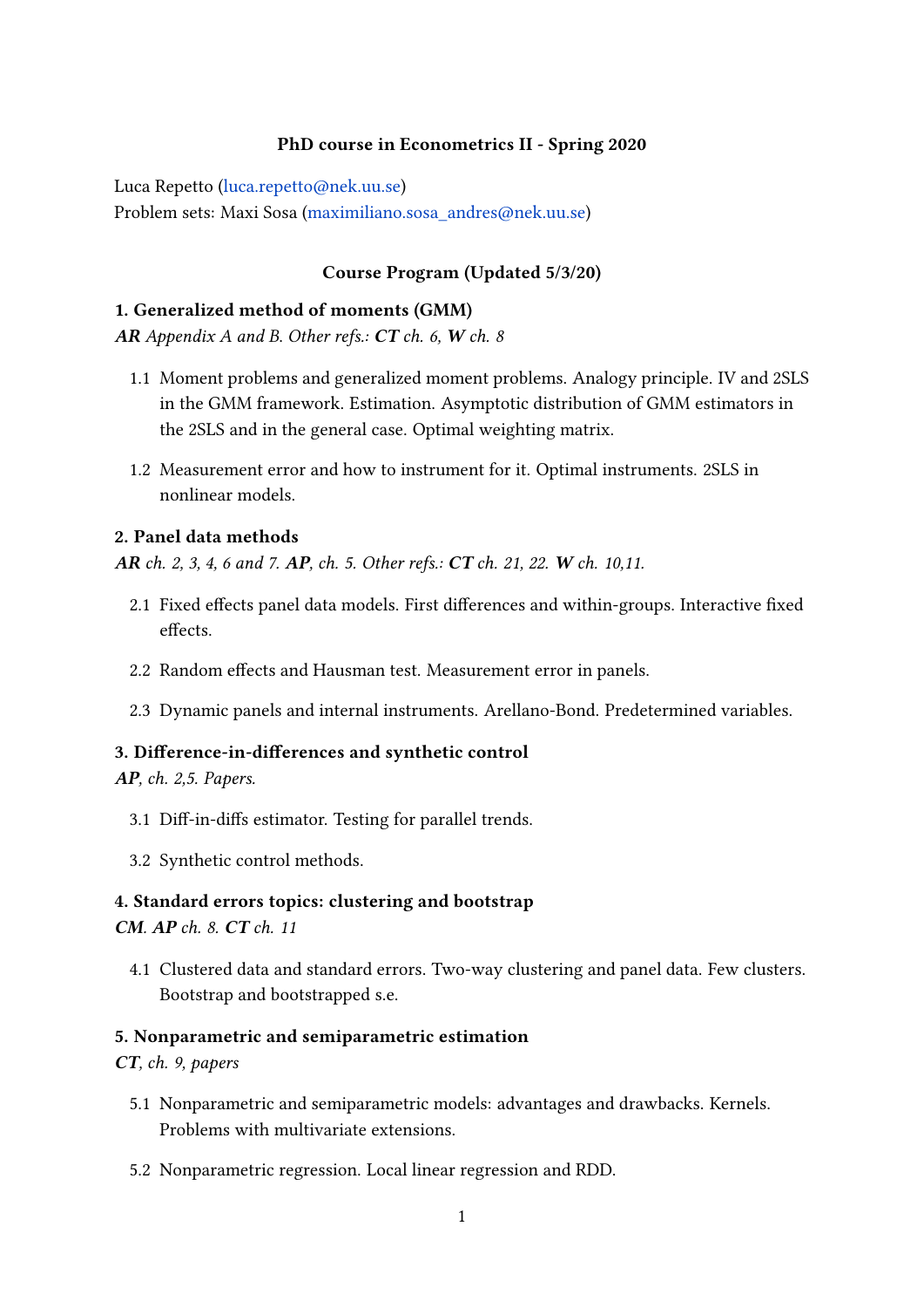**PhD course in Econometrics II - Spring 2020**

Luca Repetto (luca.repetto@nek.uu.se)
Problem sets: Maxi Sosa (maximiliano.sosa_andres@nek.uu.se)

**Course Program (Updated 5/3/20)**

### 1. Generalized method of moments (GMM)

***AR*** *Appendix A and B. Other refs.:* ***CT*** *ch. 6,* ***W*** *ch. 8*

1.1 Moment problems and generalized moment problems. Analogy principle. IV and 2SLS in the GMM framework. Estimation. Asymptotic distribution of GMM estimators in the 2SLS and in the general case. Optimal weighting matrix.

1.2 Measurement error and how to instrument for it. Optimal instruments. 2SLS in nonlinear models.

### 2. Panel data methods

***AR*** *ch. 2, 3, 4, 6 and 7.* ***AP****, ch. 5. Other refs.:* ***CT*** *ch. 21, 22.* ***W*** *ch. 10,11.*

2.1 Fixed effects panel data models. First differences and within-groups. Interactive fixed effects.

2.2 Random effects and Hausman test. Measurement error in panels.

2.3 Dynamic panels and internal instruments. Arellano-Bond. Predetermined variables.

### 3. Difference-in-differences and synthetic control

***AP****, ch. 2,5. Papers.*

3.1 Diff-in-diffs estimator. Testing for parallel trends.

3.2 Synthetic control methods.

### 4. Standard errors topics: clustering and bootstrap

***CM****.* ***AP*** *ch. 8.* ***CT*** *ch. 11*

4.1 Clustered data and standard errors. Two-way clustering and panel data. Few clusters. Bootstrap and bootstrapped s.e.

### 5. Nonparametric and semiparametric estimation

***CT****, ch. 9, papers*

5.1 Nonparametric and semiparametric models: advantages and drawbacks. Kernels. Problems with multivariate extensions.

5.2 Nonparametric regression. Local linear regression and RDD.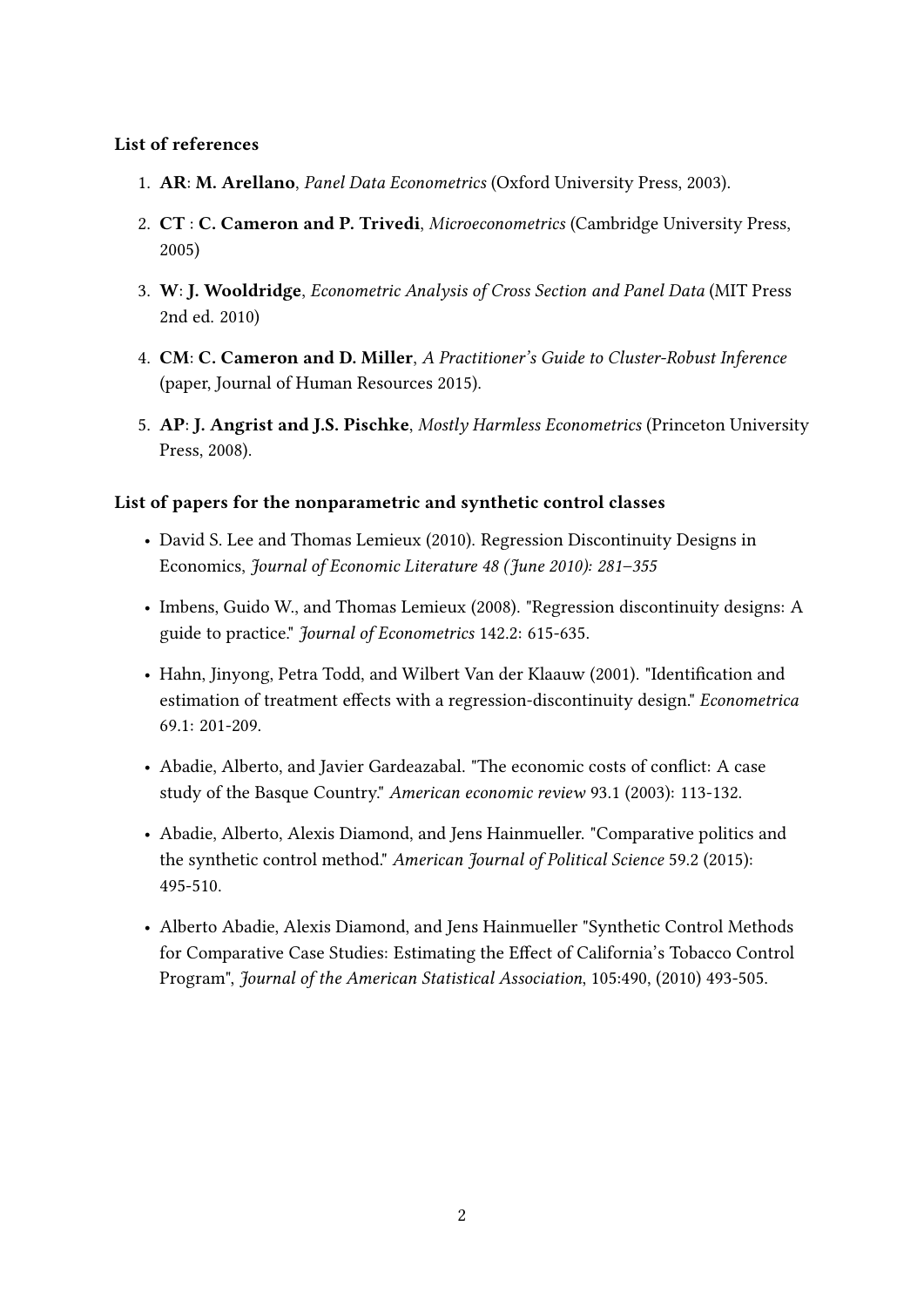**List of references**

1. **AR**: **M. Arellano**, *Panel Data Econometrics* (Oxford University Press, 2003).
2. **CT** : **C. Cameron and P. Trivedi**, *Microeconometrics* (Cambridge University Press, 2005)
3. **W**: **J. Wooldridge**, *Econometric Analysis of Cross Section and Panel Data* (MIT Press 2nd ed. 2010)
4. **CM**: **C. Cameron and D. Miller**, *A Practitioner's Guide to Cluster-Robust Inference* (paper, Journal of Human Resources 2015).
5. **AP**: **J. Angrist and J.S. Pischke**, *Mostly Harmless Econometrics* (Princeton University Press, 2008).

**List of papers for the nonparametric and synthetic control classes**

- David S. Lee and Thomas Lemieux (2010). Regression Discontinuity Designs in Economics, *Journal of Economic Literature 48 (June 2010): 281–355*
- Imbens, Guido W., and Thomas Lemieux (2008). "Regression discontinuity designs: A guide to practice." *Journal of Econometrics* 142.2: 615-635.
- Hahn, Jinyong, Petra Todd, and Wilbert Van der Klaauw (2001). "Identification and estimation of treatment effects with a regression-discontinuity design." *Econometrica* 69.1: 201-209.
- Abadie, Alberto, and Javier Gardeazabal. "The economic costs of conflict: A case study of the Basque Country." *American economic review* 93.1 (2003): 113-132.
- Abadie, Alberto, Alexis Diamond, and Jens Hainmueller. "Comparative politics and the synthetic control method." *American Journal of Political Science* 59.2 (2015): 495-510.
- Alberto Abadie, Alexis Diamond, and Jens Hainmueller "Synthetic Control Methods for Comparative Case Studies: Estimating the Effect of California's Tobacco Control Program", *Journal of the American Statistical Association*, 105:490, (2010) 493-505.